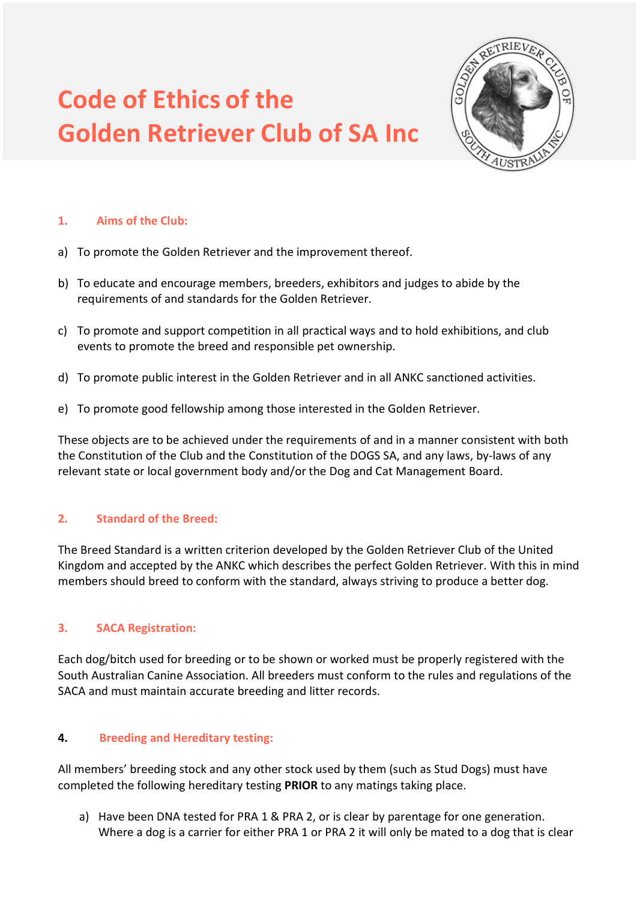# Code of Ethics of the Golden Retriever Club of SA Inc

## 1. Aims of the Club:

a) To promote the Golden Retriever and the improvement thereof.

b) To educate and encourage members, breeders, exhibitors and judges to abide by the requirements of and standards for the Golden Retriever.

c) To promote and support competition in all practical ways and to hold exhibitions, and club events to promote the breed and responsible pet ownership.

d) To promote public interest in the Golden Retriever and in all ANKC sanctioned activities.

e) To promote good fellowship among those interested in the Golden Retriever.

These objects are to be achieved under the requirements of and in a manner consistent with both the Constitution of the Club and the Constitution of the DOGS SA, and any laws, by-laws of any relevant state or local government body and/or the Dog and Cat Management Board.

## 2. Standard of the Breed:

The Breed Standard is a written criterion developed by the Golden Retriever Club of the United Kingdom and accepted by the ANKC which describes the perfect Golden Retriever. With this in mind members should breed to conform with the standard, always striving to produce a better dog.

## 3. SACA Registration:

Each dog/bitch used for breeding or to be shown or worked must be properly registered with the South Australian Canine Association. All breeders must conform to the rules and regulations of the SACA and must maintain accurate breeding and litter records.

## 4. Breeding and Hereditary testing:

All members' breeding stock and any other stock used by them (such as Stud Dogs) must have completed the following hereditary testing **PRIOR** to any matings taking place.

a) Have been DNA tested for PRA 1 & PRA 2, or is clear by parentage for one generation. Where a dog is a carrier for either PRA 1 or PRA 2 it will only be mated to a dog that is clear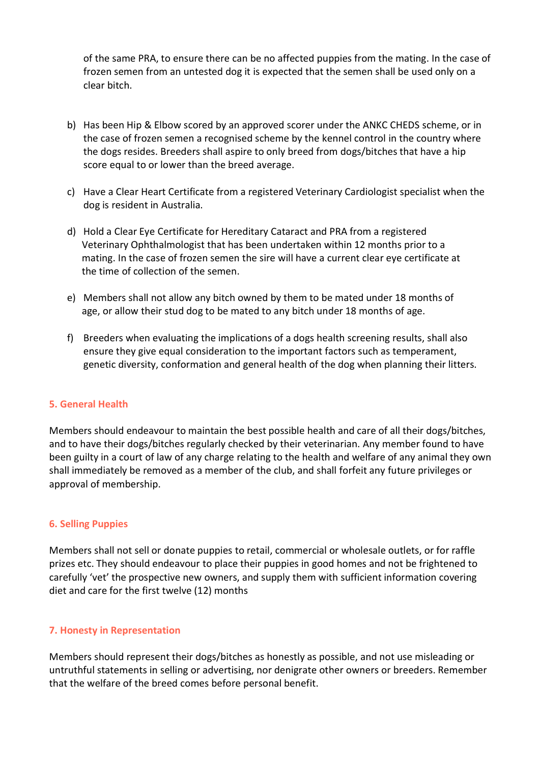of the same PRA, to ensure there can be no affected puppies from the mating. In the case of frozen semen from an untested dog it is expected that the semen shall be used only on a clear bitch.

b) Has been Hip & Elbow scored by an approved scorer under the ANKC CHEDS scheme, or in the case of frozen semen a recognised scheme by the kennel control in the country where the dogs resides. Breeders shall aspire to only breed from dogs/bitches that have a hip score equal to or lower than the breed average.

c) Have a Clear Heart Certificate from a registered Veterinary Cardiologist specialist when the dog is resident in Australia.

d) Hold a Clear Eye Certificate for Hereditary Cataract and PRA from a registered Veterinary Ophthalmologist that has been undertaken within 12 months prior to a mating. In the case of frozen semen the sire will have a current clear eye certificate at the time of collection of the semen.

e) Members shall not allow any bitch owned by them to be mated under 18 months of age, or allow their stud dog to be mated to any bitch under 18 months of age.

f) Breeders when evaluating the implications of a dogs health screening results, shall also ensure they give equal consideration to the important factors such as temperament, genetic diversity, conformation and general health of the dog when planning their litters.

## 5. General Health

Members should endeavour to maintain the best possible health and care of all their dogs/bitches, and to have their dogs/bitches regularly checked by their veterinarian. Any member found to have been guilty in a court of law of any charge relating to the health and welfare of any animal they own shall immediately be removed as a member of the club, and shall forfeit any future privileges or approval of membership.

## 6. Selling Puppies

Members shall not sell or donate puppies to retail, commercial or wholesale outlets, or for raffle prizes etc. They should endeavour to place their puppies in good homes and not be frightened to carefully 'vet' the prospective new owners, and supply them with sufficient information covering diet and care for the first twelve (12) months

## 7. Honesty in Representation

Members should represent their dogs/bitches as honestly as possible, and not use misleading or untruthful statements in selling or advertising, nor denigrate other owners or breeders. Remember that the welfare of the breed comes before personal benefit.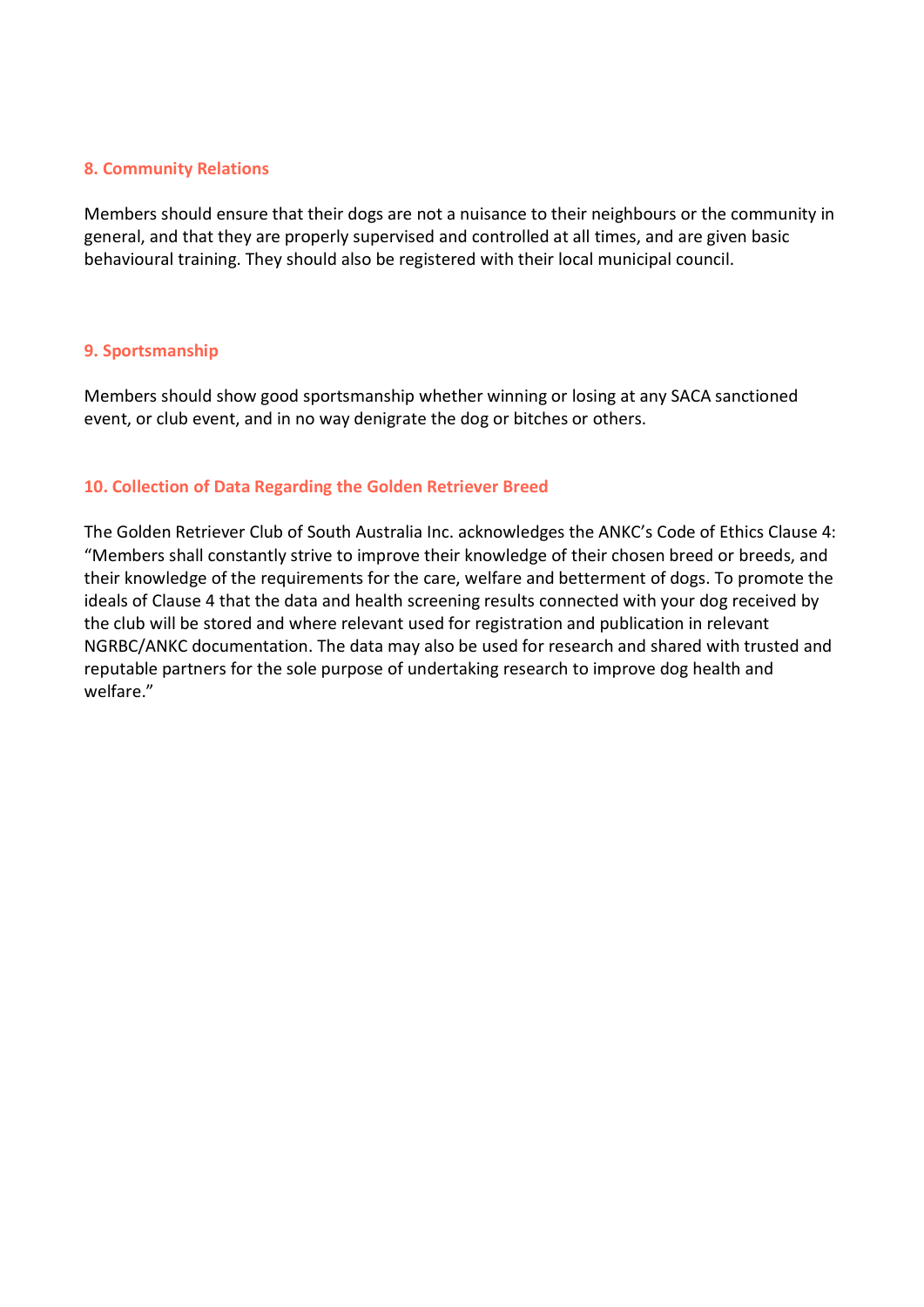## 8. Community Relations

Members should ensure that their dogs are not a nuisance to their neighbours or the community in general, and that they are properly supervised and controlled at all times, and are given basic behavioural training. They should also be registered with their local municipal council.

## 9. Sportsmanship

Members should show good sportsmanship whether winning or losing at any SACA sanctioned event, or club event, and in no way denigrate the dog or bitches or others.

## 10. Collection of Data Regarding the Golden Retriever Breed

The Golden Retriever Club of South Australia Inc. acknowledges the ANKC's Code of Ethics Clause 4: "Members shall constantly strive to improve their knowledge of their chosen breed or breeds, and their knowledge of the requirements for the care, welfare and betterment of dogs. To promote the ideals of Clause 4 that the data and health screening results connected with your dog received by the club will be stored and where relevant used for registration and publication in relevant NGRBC/ANKC documentation. The data may also be used for research and shared with trusted and reputable partners for the sole purpose of undertaking research to improve dog health and welfare."